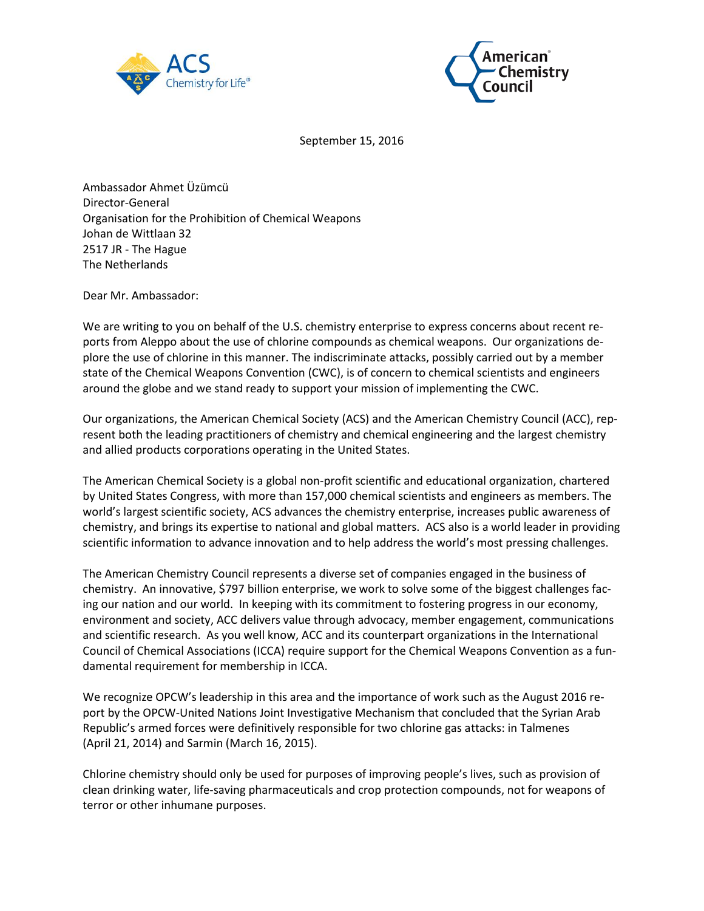September 15, 2016

Ambassador Ahmet Üzümcü
Director-General
Organisation for the Prohibition of Chemical Weapons
Johan de Wittlaan 32
2517 JR - The Hague
The Netherlands

Dear Mr. Ambassador:

We are writing to you on behalf of the U.S. chemistry enterprise to express concerns about recent reports from Aleppo about the use of chlorine compounds as chemical weapons. Our organizations deplore the use of chlorine in this manner. The indiscriminate attacks, possibly carried out by a member state of the Chemical Weapons Convention (CWC), is of concern to chemical scientists and engineers around the globe and we stand ready to support your mission of implementing the CWC.

Our organizations, the American Chemical Society (ACS) and the American Chemistry Council (ACC), represent both the leading practitioners of chemistry and chemical engineering and the largest chemistry and allied products corporations operating in the United States.

The American Chemical Society is a global non-profit scientific and educational organization, chartered by United States Congress, with more than 157,000 chemical scientists and engineers as members. The world's largest scientific society, ACS advances the chemistry enterprise, increases public awareness of chemistry, and brings its expertise to national and global matters. ACS also is a world leader in providing scientific information to advance innovation and to help address the world's most pressing challenges.

The American Chemistry Council represents a diverse set of companies engaged in the business of chemistry. An innovative, $797 billion enterprise, we work to solve some of the biggest challenges facing our nation and our world. In keeping with its commitment to fostering progress in our economy, environment and society, ACC delivers value through advocacy, member engagement, communications and scientific research. As you well know, ACC and its counterpart organizations in the International Council of Chemical Associations (ICCA) require support for the Chemical Weapons Convention as a fundamental requirement for membership in ICCA.

We recognize OPCW's leadership in this area and the importance of work such as the August 2016 report by the OPCW-United Nations Joint Investigative Mechanism that concluded that the Syrian Arab Republic's armed forces were definitively responsible for two chlorine gas attacks: in Talmenes (April 21, 2014) and Sarmin (March 16, 2015).

Chlorine chemistry should only be used for purposes of improving people's lives, such as provision of clean drinking water, life-saving pharmaceuticals and crop protection compounds, not for weapons of terror or other inhumane purposes.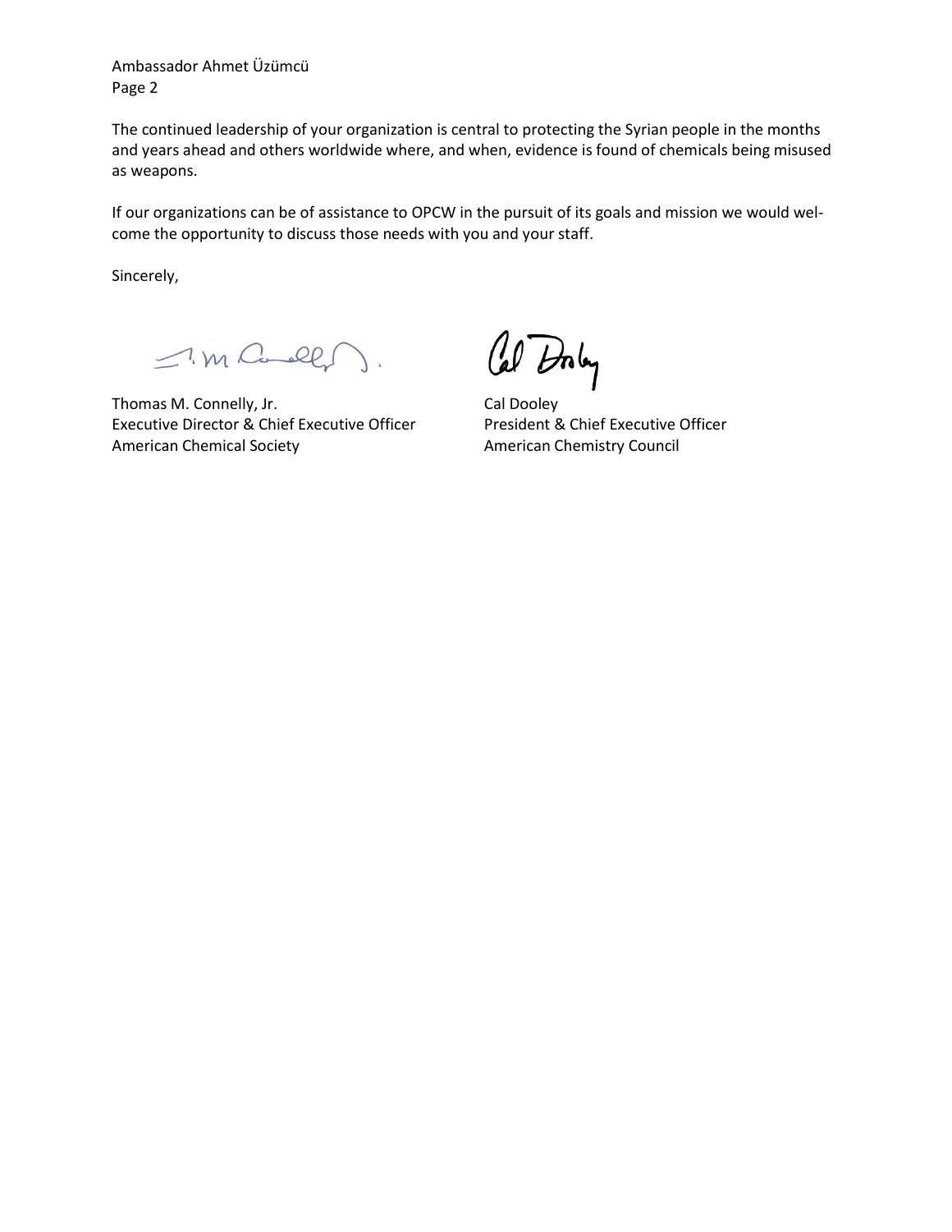Ambassador Ahmet Üzümcü
Page 2

The continued leadership of your organization is central to protecting the Syrian people in the months and years ahead and others worldwide where, and when, evidence is found of chemicals being misused as weapons.

If our organizations can be of assistance to OPCW in the pursuit of its goals and mission we would welcome the opportunity to discuss those needs with you and your staff.

Sincerely,

Thomas M. Connelly, Jr.
Executive Director & Chief Executive Officer
American Chemical Society

Cal Dooley
President & Chief Executive Officer
American Chemistry Council